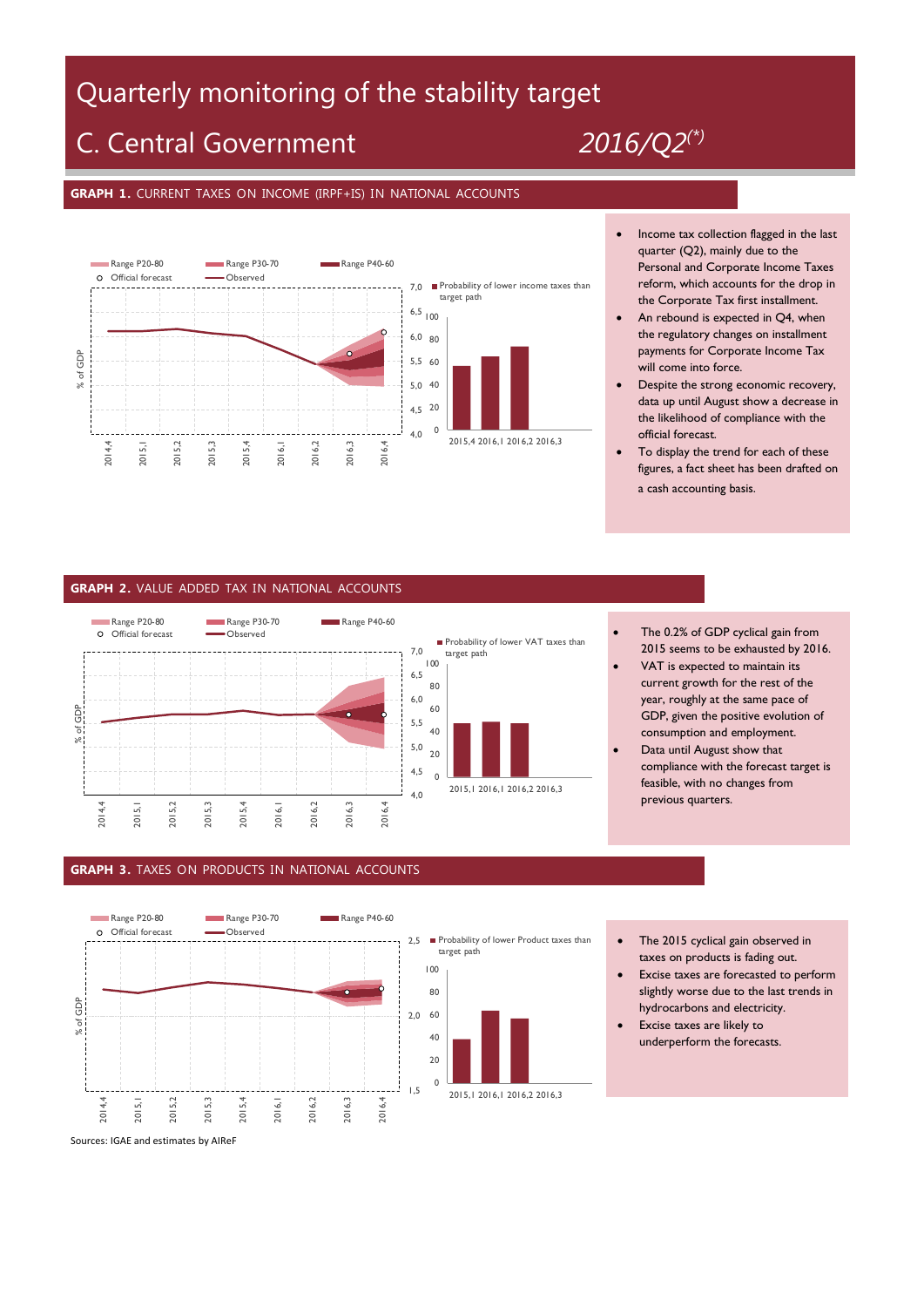# Quarterly monitoring of the stability target

## C. Central Government 2016/Q2(*)

### GRAPH 1. CURRENT TAXES ON INCOME (IRPF+IS) IN NATIONAL ACCOUNTS

- Income tax collection flagged in the last quarter (Q2), mainly due to the Personal and Corporate Income Taxes reform, which accounts for the drop in the Corporate Tax first installment.
- An rebound is expected in Q4, when the regulatory changes on installment payments for Corporate Income Tax will come into force.
- Despite the strong economic recovery, data up until August show a decrease in the likelihood of compliance with the official forecast.
- To display the trend for each of these figures, a fact sheet has been drafted on a cash accounting basis.

### GRAPH 2. VALUE ADDED TAX IN NATIONAL ACCOUNTS

- The 0.2% of GDP cyclical gain from 2015 seems to be exhausted by 2016.
- VAT is expected to maintain its current growth for the rest of the year, roughly at the same pace of GDP, given the positive evolution of consumption and employment.
- Data until August show that compliance with the forecast target is feasible, with no changes from previous quarters.

### GRAPH 3. TAXES ON PRODUCTS IN NATIONAL ACCOUNTS

- The 2015 cyclical gain observed in taxes on products is fading out.
- Excise taxes are forecasted to perform slightly worse due to the last trends in hydrocarbons and electricity.
- Excise taxes are likely to underperform the forecasts.

Sources: IGAE and estimates by AIReF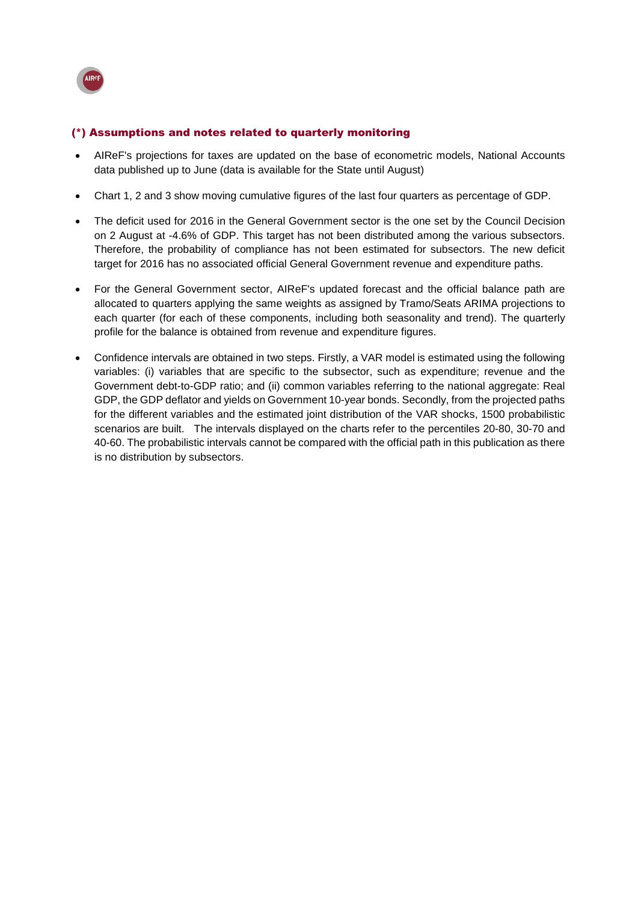## (*) Assumptions and notes related to quarterly monitoring

- AIReF's projections for taxes are updated on the base of econometric models, National Accounts data published up to June (data is available for the State until August)
- Chart 1, 2 and 3 show moving cumulative figures of the last four quarters as percentage of GDP.
- The deficit used for 2016 in the General Government sector is the one set by the Council Decision on 2 August at -4.6% of GDP. This target has not been distributed among the various subsectors. Therefore, the probability of compliance has not been estimated for subsectors. The new deficit target for 2016 has no associated official General Government revenue and expenditure paths.
- For the General Government sector, AIReF's updated forecast and the official balance path are allocated to quarters applying the same weights as assigned by Tramo/Seats ARIMA projections to each quarter (for each of these components, including both seasonality and trend). The quarterly profile for the balance is obtained from revenue and expenditure figures.
- Confidence intervals are obtained in two steps. Firstly, a VAR model is estimated using the following variables: (i) variables that are specific to the subsector, such as expenditure; revenue and the Government debt-to-GDP ratio; and (ii) common variables referring to the national aggregate: Real GDP, the GDP deflator and yields on Government 10-year bonds. Secondly, from the projected paths for the different variables and the estimated joint distribution of the VAR shocks, 1500 probabilistic scenarios are built. The intervals displayed on the charts refer to the percentiles 20-80, 30-70 and 40-60. The probabilistic intervals cannot be compared with the official path in this publication as there is no distribution by subsectors.